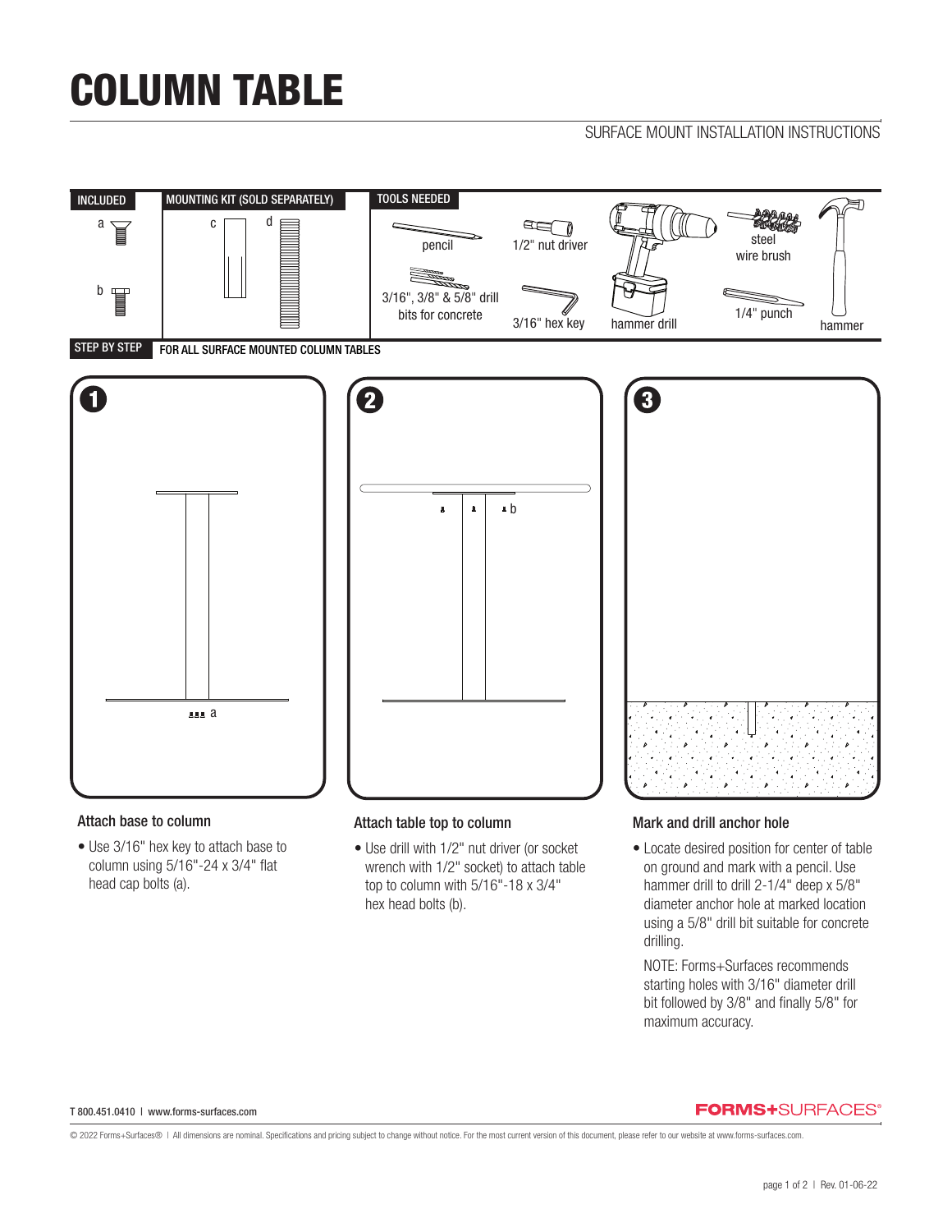# COLUMN TABLE

SURFACE MOUNT INSTALLATION INSTRUCTIONS

**INCLUDED**

a

b

**MOUNTING KIT (SOLD SEPARATELY)**

c

d

**TOOLS NEEDED**

- pencil
- 1/2" nut driver
- hammer drill
- steel wire brush
- hammer
- 3/16", 3/8" & 5/8" drill bits for concrete
- 3/16" hex key
- 1/4" punch

**STEP BY STEP** FOR ALL SURFACE MOUNTED COLUMN TABLES

### 1 Attach base to column

- Use 3/16" hex key to attach base to column using 5/16"-24 x 3/4" flat head cap bolts (a).

### 2 Attach table top to column

- Use drill with 1/2" nut driver (or socket wrench with 1/2" socket) to attach table top to column with 5/16"-18 x 3/4" hex head bolts (b).

### 3 Mark and drill anchor hole

- Locate desired position for center of table on ground and mark with a pencil. Use hammer drill to drill 2-1/4" deep x 5/8" diameter anchor hole at marked location using a 5/8" drill bit suitable for concrete drilling.

  NOTE: Forms+Surfaces recommends starting holes with 3/16" diameter drill bit followed by 3/8" and finally 5/8" for maximum accuracy.

T 800.451.0410 | www.forms-surfaces.com

FORMS+SURFACES®

© 2022 Forms+Surfaces® | All dimensions are nominal. Specifications and pricing subject to change without notice. For the most current version of this document, please refer to our website at www.forms-surfaces.com.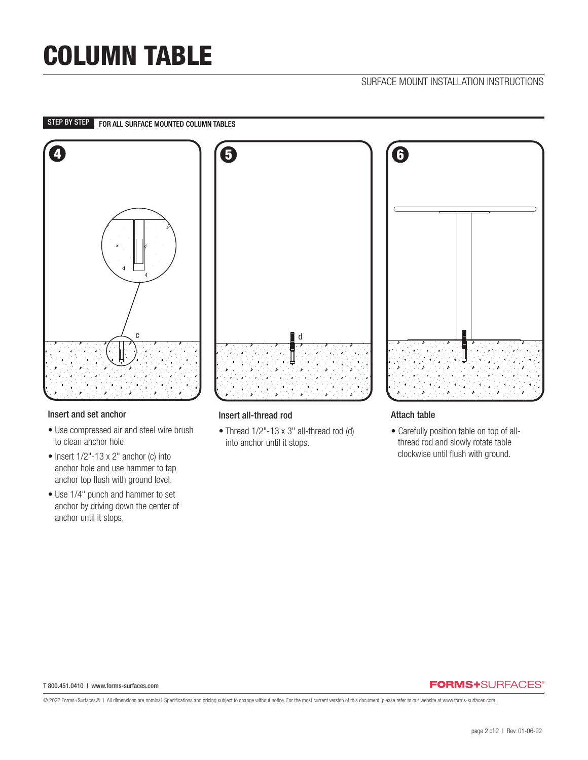# COLUMN TABLE

SURFACE MOUNT INSTALLATION INSTRUCTIONS

STEP BY STEP FOR ALL SURFACE MOUNTED COLUMN TABLES

4

c

5

d

6

### Insert and set anchor

- Use compressed air and steel wire brush to clean anchor hole.
- Insert 1/2"-13 x 2" anchor (c) into anchor hole and use hammer to tap anchor top flush with ground level.
- Use 1/4" punch and hammer to set anchor by driving down the center of anchor until it stops.

### Insert all-thread rod

- Thread 1/2"-13 x 3" all-thread rod (d) into anchor until it stops.

### Attach table

- Carefully position table on top of all-thread rod and slowly rotate table clockwise until flush with ground.

T 800.451.0410 | www.forms-surfaces.com

FORMS+SURFACES®

© 2022 Forms+Surfaces® | All dimensions are nominal. Specifications and pricing subject to change without notice. For the most current version of this document, please refer to our website at www.forms-surfaces.com.

Rev. 01-06-22